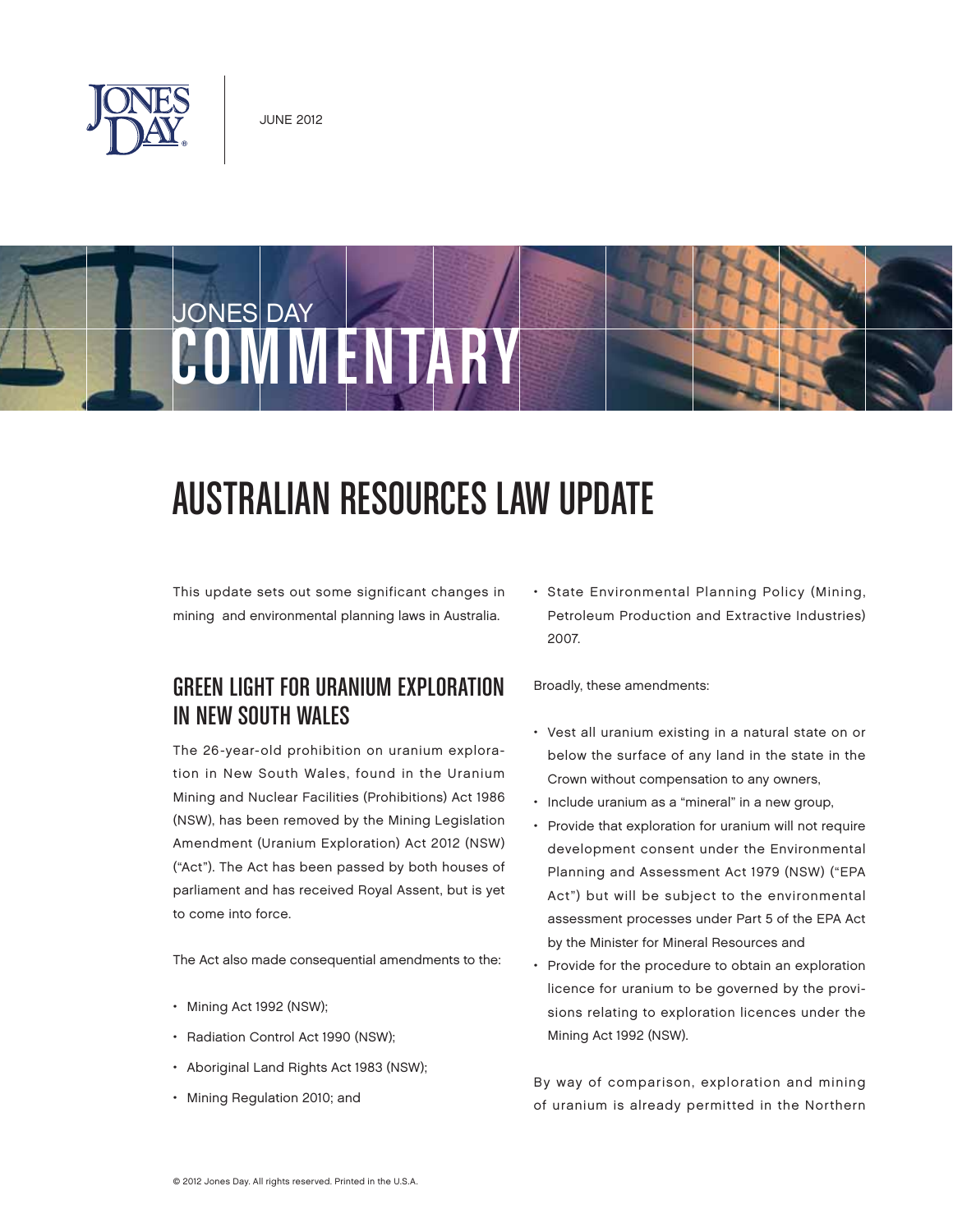JUNE 2012

# AUSTRALIAN RESOURCES LAW UPDATE

This update sets out some significant changes in mining and environmental planning laws in Australia.

## GREEN LIGHT FOR URANIUM EXPLORATION IN NEW SOUTH WALES

The 26-year-old prohibition on uranium exploration in New South Wales, found in the Uranium Mining and Nuclear Facilities (Prohibitions) Act 1986 (NSW), has been removed by the Mining Legislation Amendment (Uranium Exploration) Act 2012 (NSW) ("Act"). The Act has been passed by both houses of parliament and has received Royal Assent, but is yet to come into force.

The Act also made consequential amendments to the:

- Mining Act 1992 (NSW);
- Radiation Control Act 1990 (NSW);
- Aboriginal Land Rights Act 1983 (NSW);
- Mining Regulation 2010; and
- State Environmental Planning Policy (Mining, Petroleum Production and Extractive Industries) 2007.

Broadly, these amendments:

- Vest all uranium existing in a natural state on or below the surface of any land in the state in the Crown without compensation to any owners,
- Include uranium as a "mineral" in a new group,
- Provide that exploration for uranium will not require development consent under the Environmental Planning and Assessment Act 1979 (NSW) ("EPA Act") but will be subject to the environmental assessment processes under Part 5 of the EPA Act by the Minister for Mineral Resources and
- Provide for the procedure to obtain an exploration licence for uranium to be governed by the provisions relating to exploration licences under the Mining Act 1992 (NSW).

By way of comparison, exploration and mining of uranium is already permitted in the Northern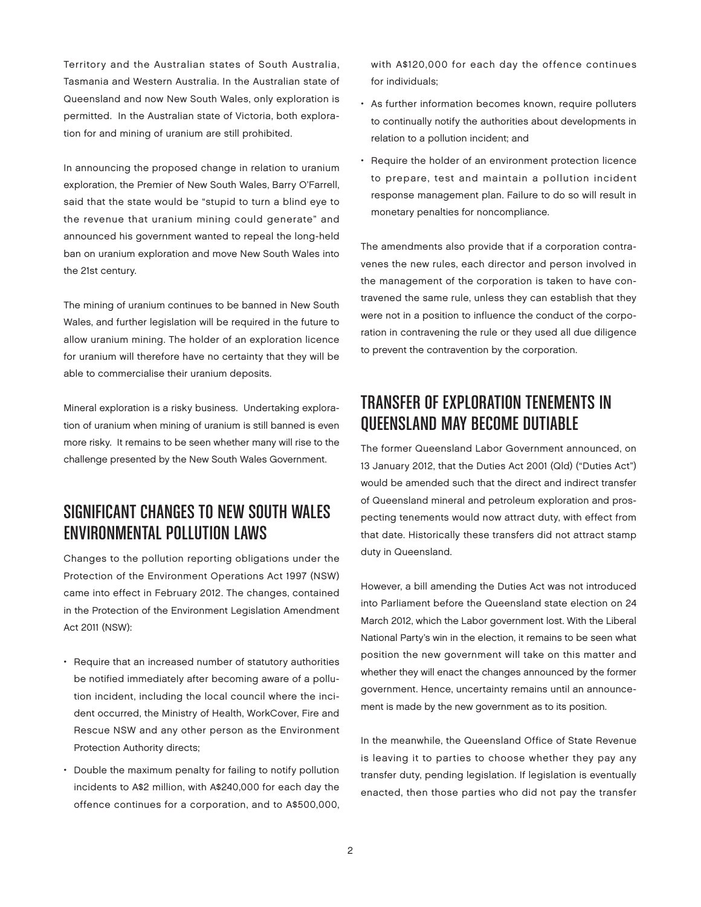Territory and the Australian states of South Australia, Tasmania and Western Australia. In the Australian state of Queensland and now New South Wales, only exploration is permitted. In the Australian state of Victoria, both exploration for and mining of uranium are still prohibited.

In announcing the proposed change in relation to uranium exploration, the Premier of New South Wales, Barry O'Farrell, said that the state would be "stupid to turn a blind eye to the revenue that uranium mining could generate" and announced his government wanted to repeal the long-held ban on uranium exploration and move New South Wales into the 21st century.

The mining of uranium continues to be banned in New South Wales, and further legislation will be required in the future to allow uranium mining. The holder of an exploration licence for uranium will therefore have no certainty that they will be able to commercialise their uranium deposits.

Mineral exploration is a risky business. Undertaking exploration of uranium when mining of uranium is still banned is even more risky. It remains to be seen whether many will rise to the challenge presented by the New South Wales Government.

## SIGNIFICANT CHANGES TO NEW SOUTH WALES ENVIRONMENTAL POLLUTION LAWS

Changes to the pollution reporting obligations under the Protection of the Environment Operations Act 1997 (NSW) came into effect in February 2012. The changes, contained in the Protection of the Environment Legislation Amendment Act 2011 (NSW):

- Require that an increased number of statutory authorities be notified immediately after becoming aware of a pollution incident, including the local council where the incident occurred, the Ministry of Health, WorkCover, Fire and Rescue NSW and any other person as the Environment Protection Authority directs;
- Double the maximum penalty for failing to notify pollution incidents to A$2 million, with A$240,000 for each day the offence continues for a corporation, and to A$500,000, with A$120,000 for each day the offence continues for individuals;
- As further information becomes known, require polluters to continually notify the authorities about developments in relation to a pollution incident; and
- Require the holder of an environment protection licence to prepare, test and maintain a pollution incident response management plan. Failure to do so will result in monetary penalties for noncompliance.

The amendments also provide that if a corporation contravenes the new rules, each director and person involved in the management of the corporation is taken to have contravened the same rule, unless they can establish that they were not in a position to influence the conduct of the corporation in contravening the rule or they used all due diligence to prevent the contravention by the corporation.

## TRANSFER OF EXPLORATION TENEMENTS IN QUEENSLAND MAY BECOME DUTIABLE

The former Queensland Labor Government announced, on 13 January 2012, that the Duties Act 2001 (Qld) ("Duties Act") would be amended such that the direct and indirect transfer of Queensland mineral and petroleum exploration and prospecting tenements would now attract duty, with effect from that date. Historically these transfers did not attract stamp duty in Queensland.

However, a bill amending the Duties Act was not introduced into Parliament before the Queensland state election on 24 March 2012, which the Labor government lost. With the Liberal National Party's win in the election, it remains to be seen what position the new government will take on this matter and whether they will enact the changes announced by the former government. Hence, uncertainty remains until an announcement is made by the new government as to its position.

In the meanwhile, the Queensland Office of State Revenue is leaving it to parties to choose whether they pay any transfer duty, pending legislation. If legislation is eventually enacted, then those parties who did not pay the transfer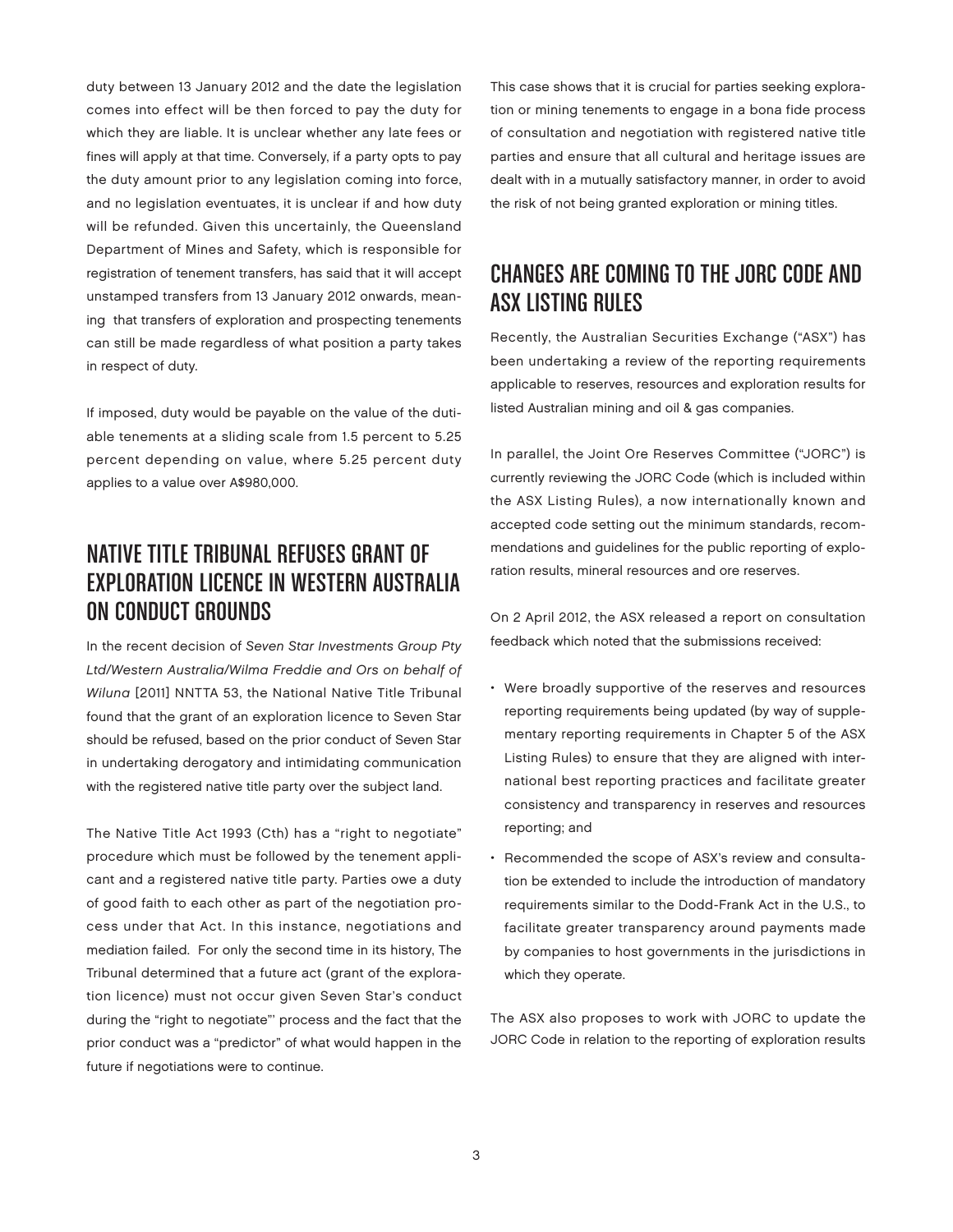duty between 13 January 2012 and the date the legislation comes into effect will be then forced to pay the duty for which they are liable. It is unclear whether any late fees or fines will apply at that time. Conversely, if a party opts to pay the duty amount prior to any legislation coming into force, and no legislation eventuates, it is unclear if and how duty will be refunded. Given this uncertainly, the Queensland Department of Mines and Safety, which is responsible for registration of tenement transfers, has said that it will accept unstamped transfers from 13 January 2012 onwards, meaning that transfers of exploration and prospecting tenements can still be made regardless of what position a party takes in respect of duty.

If imposed, duty would be payable on the value of the dutiable tenements at a sliding scale from 1.5 percent to 5.25 percent depending on value, where 5.25 percent duty applies to a value over A$980,000.

## NATIVE TITLE TRIBUNAL REFUSES GRANT OF EXPLORATION LICENCE IN WESTERN AUSTRALIA ON CONDUCT GROUNDS

In the recent decision of *Seven Star Investments Group Pty Ltd/Western Australia/Wilma Freddie and Ors on behalf of Wiluna* [2011] NNTTA 53, the National Native Title Tribunal found that the grant of an exploration licence to Seven Star should be refused, based on the prior conduct of Seven Star in undertaking derogatory and intimidating communication with the registered native title party over the subject land.

The Native Title Act 1993 (Cth) has a "right to negotiate" procedure which must be followed by the tenement applicant and a registered native title party. Parties owe a duty of good faith to each other as part of the negotiation process under that Act. In this instance, negotiations and mediation failed. For only the second time in its history, The Tribunal determined that a future act (grant of the exploration licence) must not occur given Seven Star's conduct during the "right to negotiate"' process and the fact that the prior conduct was a "predictor" of what would happen in the future if negotiations were to continue.

This case shows that it is crucial for parties seeking exploration or mining tenements to engage in a bona fide process of consultation and negotiation with registered native title parties and ensure that all cultural and heritage issues are dealt with in a mutually satisfactory manner, in order to avoid the risk of not being granted exploration or mining titles.

## CHANGES ARE COMING TO THE JORC CODE AND ASX LISTING RULES

Recently, the Australian Securities Exchange ("ASX") has been undertaking a review of the reporting requirements applicable to reserves, resources and exploration results for listed Australian mining and oil & gas companies.

In parallel, the Joint Ore Reserves Committee ("JORC") is currently reviewing the JORC Code (which is included within the ASX Listing Rules), a now internationally known and accepted code setting out the minimum standards, recommendations and guidelines for the public reporting of exploration results, mineral resources and ore reserves.

On 2 April 2012, the ASX released a report on consultation feedback which noted that the submissions received:

- Were broadly supportive of the reserves and resources reporting requirements being updated (by way of supplementary reporting requirements in Chapter 5 of the ASX Listing Rules) to ensure that they are aligned with international best reporting practices and facilitate greater consistency and transparency in reserves and resources reporting; and
- Recommended the scope of ASX's review and consultation be extended to include the introduction of mandatory requirements similar to the Dodd-Frank Act in the U.S., to facilitate greater transparency around payments made by companies to host governments in the jurisdictions in which they operate.

The ASX also proposes to work with JORC to update the JORC Code in relation to the reporting of exploration results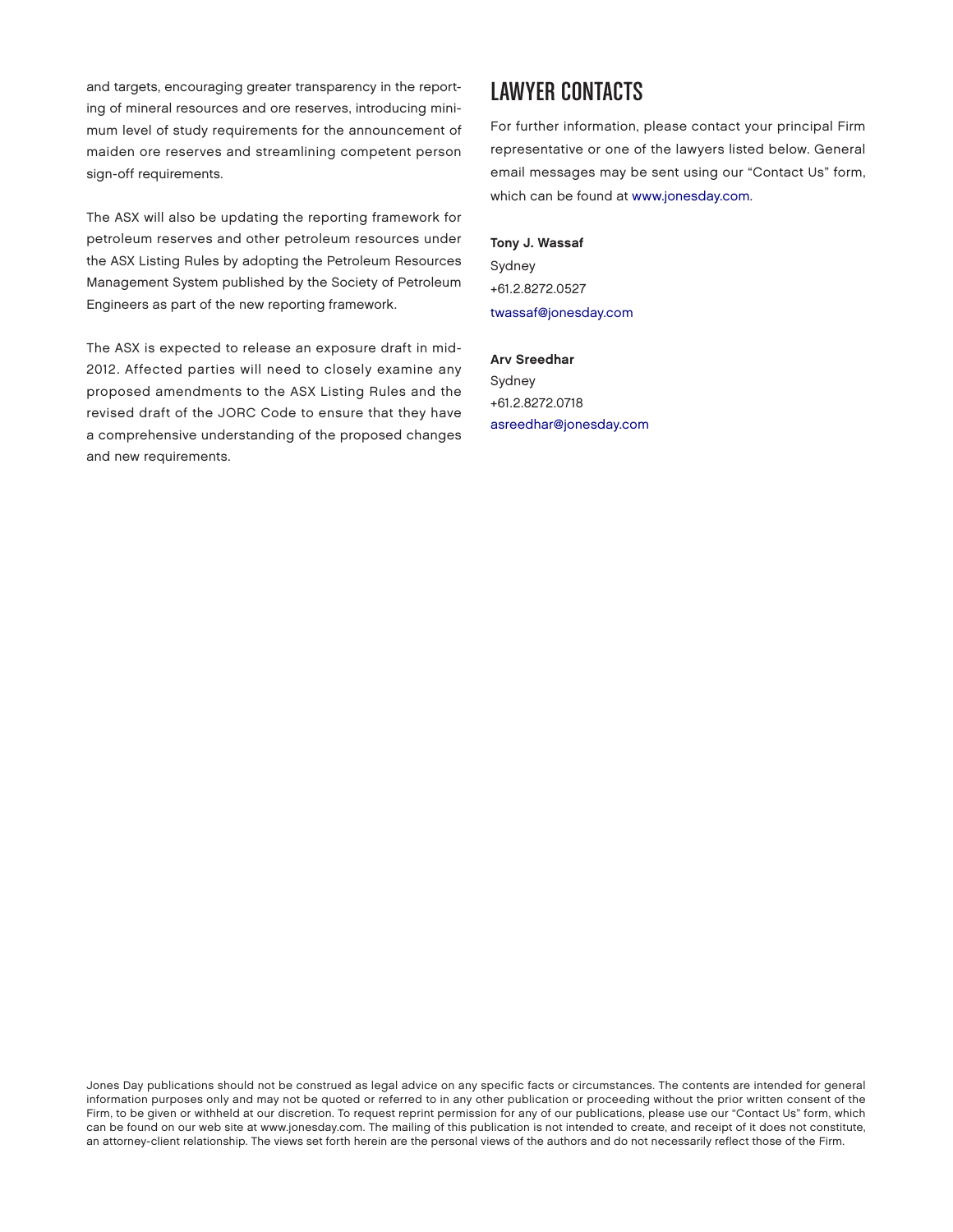and targets, encouraging greater transparency in the reporting of mineral resources and ore reserves, introducing minimum level of study requirements for the announcement of maiden ore reserves and streamlining competent person sign-off requirements.

The ASX will also be updating the reporting framework for petroleum reserves and other petroleum resources under the ASX Listing Rules by adopting the Petroleum Resources Management System published by the Society of Petroleum Engineers as part of the new reporting framework.

The ASX is expected to release an exposure draft in mid-2012. Affected parties will need to closely examine any proposed amendments to the ASX Listing Rules and the revised draft of the JORC Code to ensure that they have a comprehensive understanding of the proposed changes and new requirements.

## LAWYER CONTACTS

For further information, please contact your principal Firm representative or one of the lawyers listed below. General email messages may be sent using our "Contact Us" form, which can be found at www.jonesday.com.

**Tony J. Wassaf**
Sydney
+61.2.8272.0527
twassaf@jonesday.com

**Arv Sreedhar**
Sydney
+61.2.8272.0718
asreedhar@jonesday.com

Jones Day publications should not be construed as legal advice on any specific facts or circumstances. The contents are intended for general information purposes only and may not be quoted or referred to in any other publication or proceeding without the prior written consent of the Firm, to be given or withheld at our discretion. To request reprint permission for any of our publications, please use our "Contact Us" form, which can be found on our web site at www.jonesday.com. The mailing of this publication is not intended to create, and receipt of it does not constitute, an attorney-client relationship. The views set forth herein are the personal views of the authors and do not necessarily reflect those of the Firm.